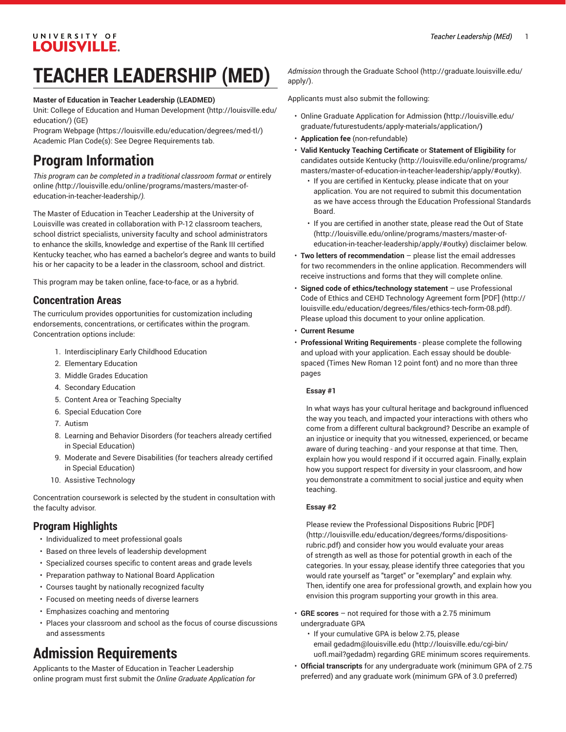# TEACHER LEADERSHIP (MED)

**Master of Education in Teacher Leadership (LEADMED)**
Unit: College of Education and Human Development (http://louisville.edu/education/) (GE)
Program Webpage (https://louisville.edu/education/degrees/med-tl/)
Academic Plan Code(s): See Degree Requirements tab.

## Program Information

*This program can be completed in a traditional classroom format or* entirely online *(*http://louisville.edu/online/programs/masters/master-of-education-in-teacher-leadership/*).*

The Master of Education in Teacher Leadership at the University of Louisville was created in collaboration with P-12 classroom teachers, school district specialists, university faculty and school administrators to enhance the skills, knowledge and expertise of the Rank III certified Kentucky teacher, who has earned a bachelor's degree and wants to build his or her capacity to be a leader in the classroom, school and district.

This program may be taken online, face-to-face, or as a hybrid.

### Concentration Areas

The curriculum provides opportunities for customization including endorsements, concentrations, or certificates within the program. Concentration options include:

1. Interdisciplinary Early Childhood Education
2. Elementary Education
3. Middle Grades Education
4. Secondary Education
5. Content Area or Teaching Specialty
6. Special Education Core
7. Autism
8. Learning and Behavior Disorders (for teachers already certified in Special Education)
9. Moderate and Severe Disabilities (for teachers already certified in Special Education)
10. Assistive Technology

Concentration coursework is selected by the student in consultation with the faculty advisor.

### Program Highlights

- Individualized to meet professional goals
- Based on three levels of leadership development
- Specialized courses specific to content areas and grade levels
- Preparation pathway to National Board Application
- Courses taught by nationally recognized faculty
- Focused on meeting needs of diverse learners
- Emphasizes coaching and mentoring
- Places your classroom and school as the focus of course discussions and assessments

## Admission Requirements

Applicants to the Master of Education in Teacher Leadership online program must first submit the *Online Graduate Application for Admission* through the Graduate School (http://graduate.louisville.edu/apply/).

Applicants must also submit the following:

- Online Graduate Application for Admission **(**http://louisville.edu/graduate/futurestudents/apply-materials/application/**)**
- **Application fee** (non-refundable)
- **Valid Kentucky Teaching Certificate** or **Statement of Eligibility** for candidates outside Kentucky (http://louisville.edu/online/programs/masters/master-of-education-in-teacher-leadership/apply/#outky).
  - If you are certified in Kentucky, please indicate that on your application. You are not required to submit this documentation as we have access through the Education Professional Standards Board.
  - If you are certified in another state, please read the Out of State (http://louisville.edu/online/programs/masters/master-of-education-in-teacher-leadership/apply/#outky) disclaimer below.
- **Two letters of recommendation** – please list the email addresses for two recommenders in the online application. Recommenders will receive instructions and forms that they will complete online.
- **Signed code of ethics/technology statement** – use Professional Code of Ethics and CEHD Technology Agreement form [PDF] (http://louisville.edu/education/degrees/files/ethics-tech-form-08.pdf). Please upload this document to your online application.
- **Current Resume**
- **Professional Writing Requirements** - please complete the following and upload with your application. Each essay should be double-spaced (Times New Roman 12 point font) and no more than three pages

  **Essay #1**

  In what ways has your cultural heritage and background influenced the way you teach, and impacted your interactions with others who come from a different cultural background? Describe an example of an injustice or inequity that you witnessed, experienced, or became aware of during teaching - and your response at that time. Then, explain how you would respond if it occurred again. Finally, explain how you support respect for diversity in your classroom, and how you demonstrate a commitment to social justice and equity when teaching.

  **Essay #2**

  Please review the Professional Dispositions Rubric [PDF] (http://louisville.edu/education/degrees/forms/dispositions-rubric.pdf) and consider how you would evaluate your areas of strength as well as those for potential growth in each of the categories. In your essay, please identify three categories that you would rate yourself as "target" or "exemplary" and explain why. Then, identify one area for professional growth, and explain how you envision this program supporting your growth in this area.

- **GRE scores** – not required for those with a 2.75 minimum undergraduate GPA
  - If your cumulative GPA is below 2.75, please email gedadm@louisville.edu (http://louisville.edu/cgi-bin/uofl.mail?gedadm) regarding GRE minimum scores requirements.
- **Official transcripts** for any undergraduate work (minimum GPA of 2.75 preferred) and any graduate work (minimum GPA of 3.0 preferred)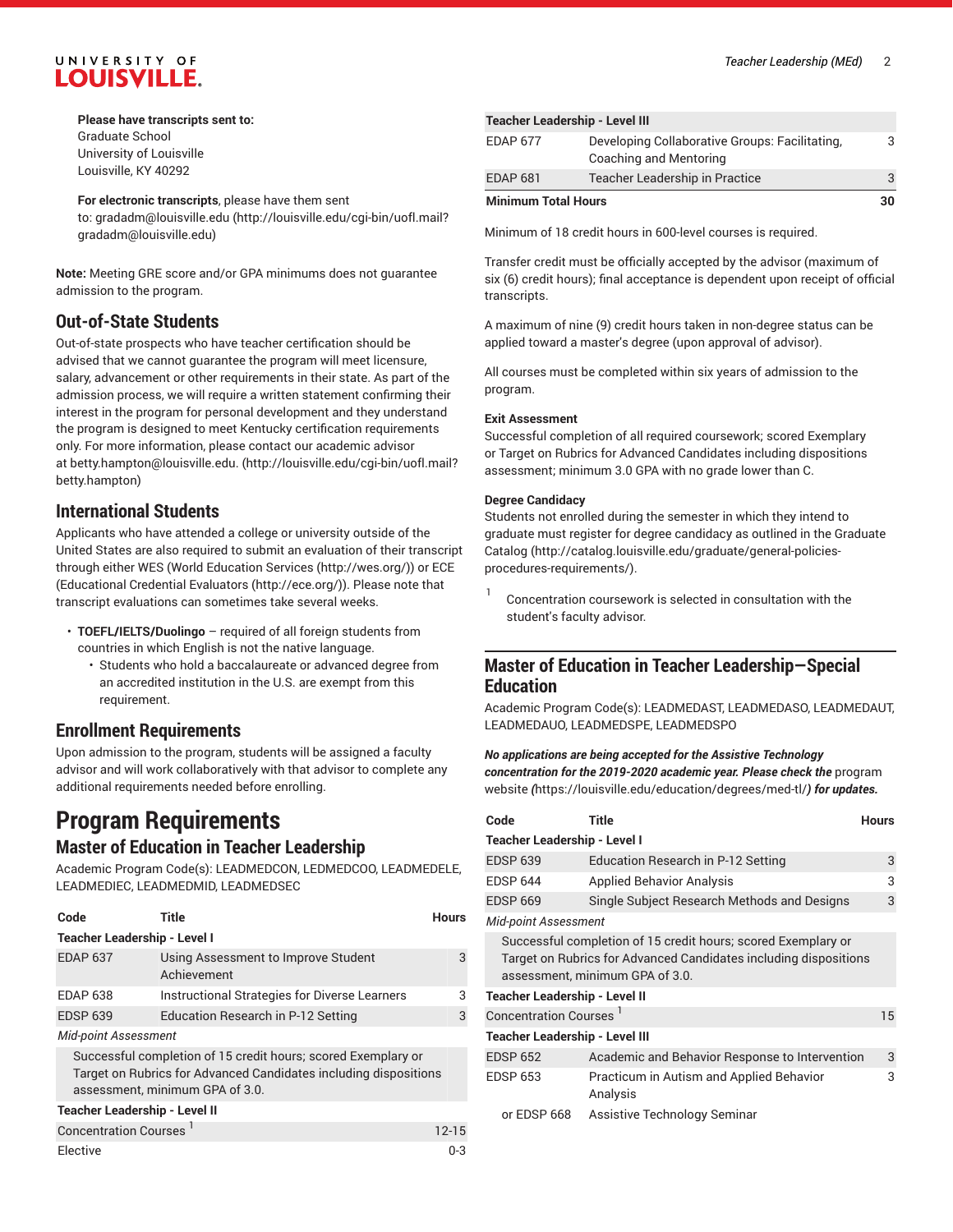**Please have transcripts sent to:**
Graduate School
University of Louisville
Louisville, KY 40292

**For electronic transcripts**, please have them sent to: gradadm@louisville.edu (http://louisville.edu/cgi-bin/uofl.mail?gradadm@louisville.edu)

**Note:** Meeting GRE score and/or GPA minimums does not guarantee admission to the program.

## Out-of-State Students

Out-of-state prospects who have teacher certification should be advised that we cannot guarantee the program will meet licensure, salary, advancement or other requirements in their state. As part of the admission process, we will require a written statement confirming their interest in the program for personal development and they understand the program is designed to meet Kentucky certification requirements only. For more information, please contact our academic advisor at betty.hampton@louisville.edu. (http://louisville.edu/cgi-bin/uofl.mail?betty.hampton)

## International Students

Applicants who have attended a college or university outside of the United States are also required to submit an evaluation of their transcript through either WES (World Education Services (http://wes.org/)) or ECE (Educational Credential Evaluators (http://ece.org/)). Please note that transcript evaluations can sometimes take several weeks.

- **TOEFL/IELTS/Duolingo** – required of all foreign students from countries in which English is not the native language.
    - Students who hold a baccalaureate or advanced degree from an accredited institution in the U.S. are exempt from this requirement.

## Enrollment Requirements

Upon admission to the program, students will be assigned a faculty advisor and will work collaboratively with that advisor to complete any additional requirements needed before enrolling.

# Program Requirements

## Master of Education in Teacher Leadership

Academic Program Code(s): LEADMEDCON, LEDMEDCOO, LEADMEDELE, LEADMEDIEC, LEADMEDMID, LEADMEDSEC

| Code | Title | Hours |
|---|---|---|
| **Teacher Leadership - Level I** | | |
| EDAP 637 | Using Assessment to Improve Student Achievement | 3 |
| EDAP 638 | Instructional Strategies for Diverse Learners | 3 |
| EDSP 639 | Education Research in P-12 Setting | 3 |
| *Mid-point Assessment* | | |
| Successful completion of 15 credit hours; scored Exemplary or Target on Rubrics for Advanced Candidates including dispositions assessment, minimum GPA of 3.0. | | |
| **Teacher Leadership - Level II** | | |
| Concentration Courses [1] | | 12-15 |
| Elective | | 0-3 |
| **Teacher Leadership - Level III** | | |
| EDAP 677 | Developing Collaborative Groups: Facilitating, Coaching and Mentoring | 3 |
| EDAP 681 | Teacher Leadership in Practice | 3 |
| **Minimum Total Hours** | | **30** |

Minimum of 18 credit hours in 600-level courses is required.

Transfer credit must be officially accepted by the advisor (maximum of six (6) credit hours); final acceptance is dependent upon receipt of official transcripts.

A maximum of nine (9) credit hours taken in non-degree status can be applied toward a master's degree (upon approval of advisor).

All courses must be completed within six years of admission to the program.

**Exit Assessment**
Successful completion of all required coursework; scored Exemplary or Target on Rubrics for Advanced Candidates including dispositions assessment; minimum 3.0 GPA with no grade lower than C.

**Degree Candidacy**
Students not enrolled during the semester in which they intend to graduate must register for degree candidacy as outlined in the Graduate Catalog (http://catalog.louisville.edu/graduate/general-policies-procedures-requirements/).

[1] Concentration coursework is selected in consultation with the student's faculty advisor.

## Master of Education in Teacher Leadership—Special Education

Academic Program Code(s): LEADMEDAST, LEADMEDASO, LEADMEDAUT, LEADMEDAUO, LEADMEDSPE, LEADMEDSPO

***No applications are being accepted for the Assistive Technology concentration for the 2019-2020 academic year. Please check the*** program website ***(***https://louisville.edu/education/degrees/med-tl/***) for updates.***

| Code | Title | Hours |
|---|---|---|
| **Teacher Leadership - Level I** | | |
| EDSP 639 | Education Research in P-12 Setting | 3 |
| EDSP 644 | Applied Behavior Analysis | 3 |
| EDSP 669 | Single Subject Research Methods and Designs | 3 |
| *Mid-point Assessment* | | |
| Successful completion of 15 credit hours; scored Exemplary or Target on Rubrics for Advanced Candidates including dispositions assessment, minimum GPA of 3.0. | | |
| **Teacher Leadership - Level II** | | |
| Concentration Courses [1] | | 15 |
| **Teacher Leadership - Level III** | | |
| EDSP 652 | Academic and Behavior Response to Intervention | 3 |
| EDSP 653 | Practicum in Autism and Applied Behavior Analysis | 3 |
| or EDSP 668 | Assistive Technology Seminar | |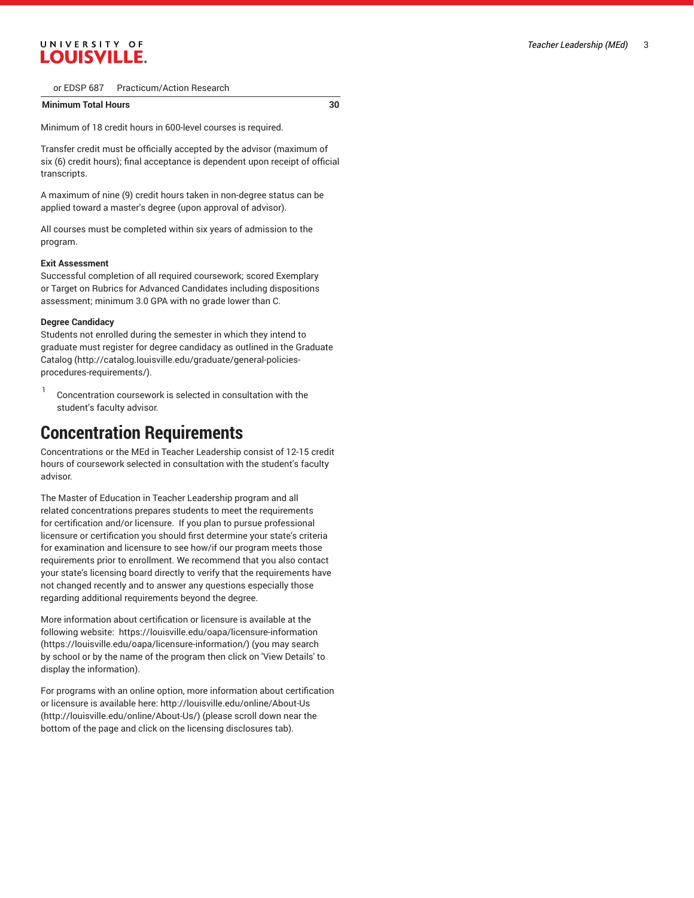| | | |
|---|---|---|
| or EDSP 687 | Practicum/Action Research | |
| **Minimum Total Hours** | | **30** |

Minimum of 18 credit hours in 600-level courses is required.

Transfer credit must be officially accepted by the advisor (maximum of six (6) credit hours); final acceptance is dependent upon receipt of official transcripts.

A maximum of nine (9) credit hours taken in non-degree status can be applied toward a master's degree (upon approval of advisor).

All courses must be completed within six years of admission to the program.

**Exit Assessment**
Successful completion of all required coursework; scored Exemplary or Target on Rubrics for Advanced Candidates including dispositions assessment; minimum 3.0 GPA with no grade lower than C.

**Degree Candidacy**
Students not enrolled during the semester in which they intend to graduate must register for degree candidacy as outlined in the Graduate Catalog (http://catalog.louisville.edu/graduate/general-policies-procedures-requirements/).

[1] Concentration coursework is selected in consultation with the student's faculty advisor.

# Concentration Requirements

Concentrations or the MEd in Teacher Leadership consist of 12-15 credit hours of coursework selected in consultation with the student's faculty advisor.

The Master of Education in Teacher Leadership program and all related concentrations prepares students to meet the requirements for certification and/or licensure. If you plan to pursue professional licensure or certification you should first determine your state's criteria for examination and licensure to see how/if our program meets those requirements prior to enrollment. We recommend that you also contact your state's licensing board directly to verify that the requirements have not changed recently and to answer any questions especially those regarding additional requirements beyond the degree.

More information about certification or licensure is available at the following website: https://louisville.edu/oapa/licensure-information (https://louisville.edu/oapa/licensure-information/) (you may search by school or by the name of the program then click on 'View Details' to display the information).

For programs with an online option, more information about certification or licensure is available here: http://louisville.edu/online/About-Us (http://louisville.edu/online/About-Us/) (please scroll down near the bottom of the page and click on the licensing disclosures tab).